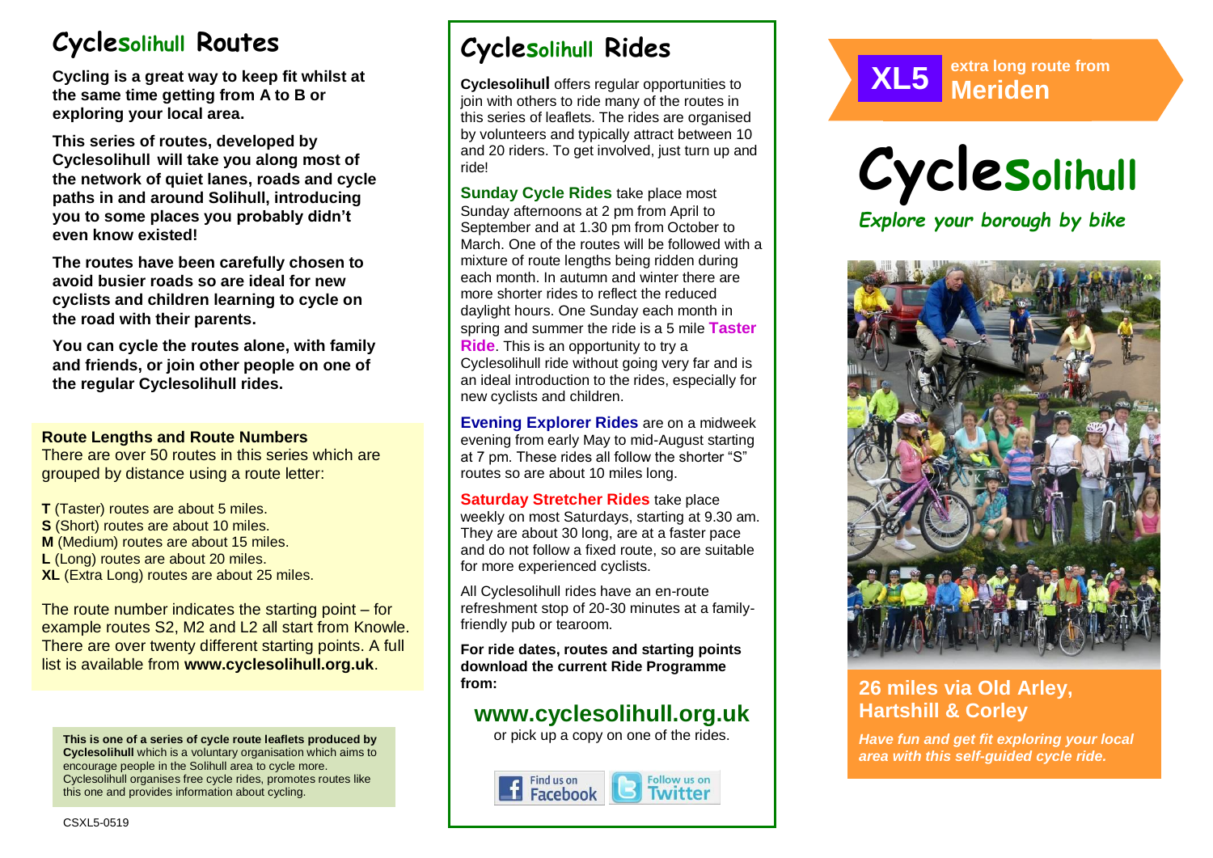## Cyclesolihull Routes

**Cycling is a great way to keep fit whilst at the same time getting from A to B or exploring your local area.**

**This series of routes, developed by Cyclesolihull will take you along most of the network of quiet lanes, roads and cycle paths in and around Solihull, introducing you to some places you probably didn't even know existed!**

**The routes have been carefully chosen to avoid busier roads so are ideal for new cyclists and children learning to cycle on the road with their parents.**

**You can cycle the routes alone, with family and friends, or join other people on one of the regular Cyclesolihull rides.**

**Route Lengths and Route Numbers**

There are over 50 routes in this series which are grouped by distance using a route letter:

**T** (Taster) routes are about 5 miles.
**S** (Short) routes are about 10 miles.
**M** (Medium) routes are about 15 miles.
**L** (Long) routes are about 20 miles.
**XL** (Extra Long) routes are about 25 miles.

The route number indicates the starting point – for example routes S2, M2 and L2 all start from Knowle. There are over twenty different starting points. A full list is available from **www.cyclesolihull.org.uk**.

**This is one of a series of cycle route leaflets produced by Cyclesolihull** which is a voluntary organisation which aims to encourage people in the Solihull area to cycle more. Cyclesolihull organises free cycle rides, promotes routes like this one and provides information about cycling.

CSXL5-0519

## Cyclesolihull Rides

**Cyclesolihull** offers regular opportunities to join with others to ride many of the routes in this series of leaflets. The rides are organised by volunteers and typically attract between 10 and 20 riders. To get involved, just turn up and ride!

**Sunday Cycle Rides** take place most Sunday afternoons at 2 pm from April to September and at 1.30 pm from October to March. One of the routes will be followed with a mixture of route lengths being ridden during each month. In autumn and winter there are more shorter rides to reflect the reduced daylight hours. One Sunday each month in spring and summer the ride is a 5 mile **Taster Ride**. This is an opportunity to try a Cyclesolihull ride without going very far and is an ideal introduction to the rides, especially for new cyclists and children.

**Evening Explorer Rides** are on a midweek evening from early May to mid-August starting at 7 pm. These rides all follow the shorter "S" routes so are about 10 miles long.

**Saturday Stretcher Rides** take place weekly on most Saturdays, starting at 9.30 am. They are about 30 long, are at a faster pace and do not follow a fixed route, so are suitable for more experienced cyclists.

All Cyclesolihull rides have an en-route refreshment stop of 20-30 minutes at a family-friendly pub or tearoom.

**For ride dates, routes and starting points download the current Ride Programme from:**

## www.cyclesolihull.org.uk

or pick up a copy on one of the rides.

Find us on Facebook | Follow us on Twitter

**XL5** extra long route from **Meriden**

# Cyclesolihull

*Explore your borough by bike*

## 26 miles via Old Arley, Hartshill & Corley

***Have fun and get fit exploring your local area with this self-guided cycle ride.***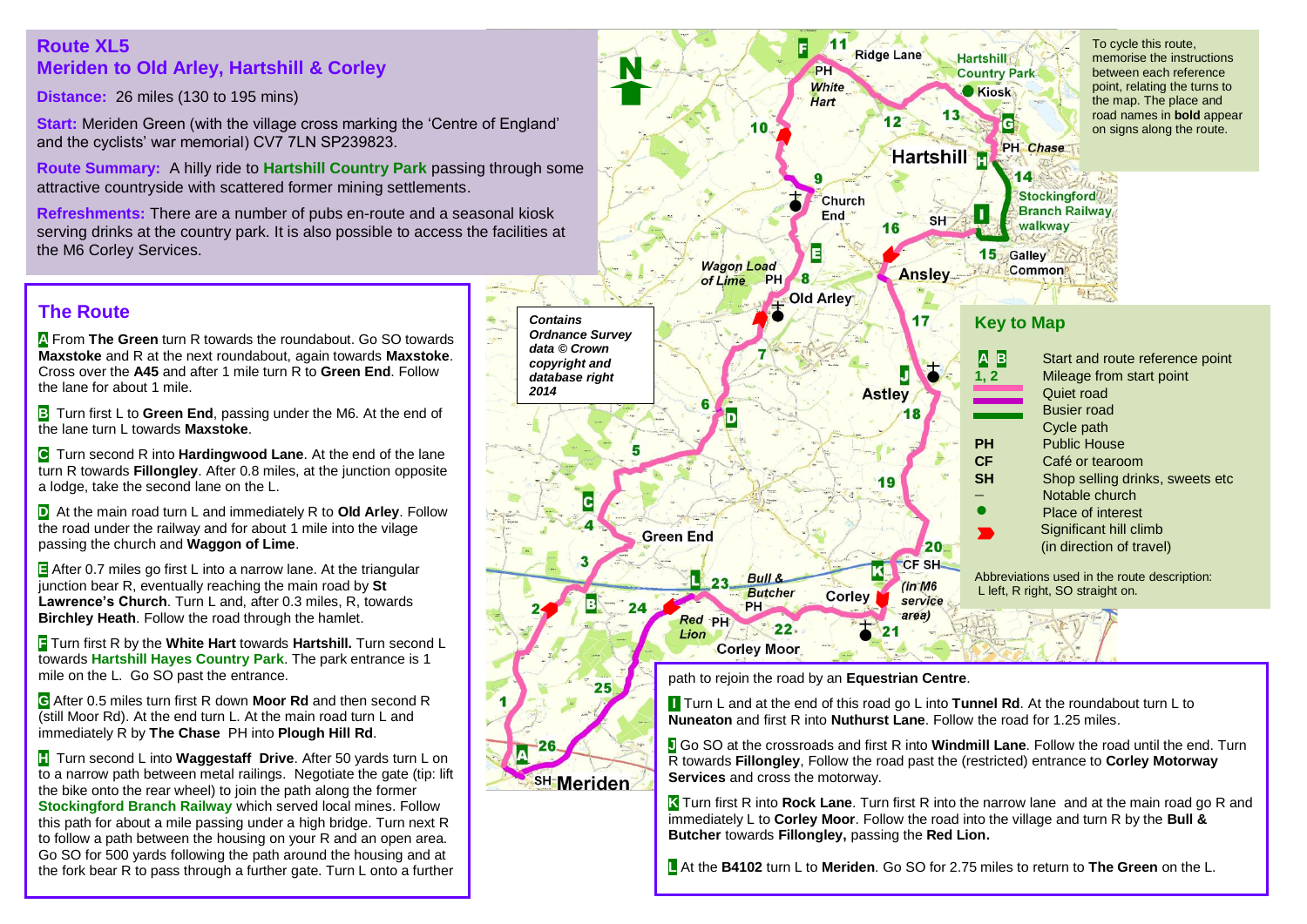# Route XL5
# Meriden to Old Arley, Hartshill & Corley

**Distance:** 26 miles (130 to 195 mins)

**Start:** Meriden Green (with the village cross marking the 'Centre of England' and the cyclists' war memorial) CV7 7LN SP239823.

**Route Summary:** A hilly ride to **Hartshill Country Park** passing through some attractive countryside with scattered former mining settlements.

**Refreshments:** There are a number of pubs en-route and a seasonal kiosk serving drinks at the country park. It is also possible to access the facilities at the M6 Corley Services.

To cycle this route, memorise the instructions between each reference point, relating the turns to the map. The place and road names in **bold** appear on signs along the route.

*Contains Ordnance Survey data © Crown copyright and database right 2014*

## The Route

**A** From **The Green** turn R towards the roundabout. Go SO towards **Maxstoke** and R at the next roundabout, again towards **Maxstoke**. Cross over the **A45** and after 1 mile turn R to **Green End**. Follow the lane for about 1 mile.

**B** Turn first L to **Green End**, passing under the M6. At the end of the lane turn L towards **Maxstoke**.

**C** Turn second R into **Hardingwood Lane**. At the end of the lane turn R towards **Fillongley**. After 0.8 miles, at the junction opposite a lodge, take the second lane on the L.

**D** At the main road turn L and immediately R to **Old Arley**. Follow the road under the railway and for about 1 mile into the village passing the church and **Waggon of Lime**.

**E** After 0.7 miles go first L into a narrow lane. At the triangular junction bear R, eventually reaching the main road by **St Lawrence's Church**. Turn L and, after 0.3 miles, R, towards **Birchley Heath**. Follow the road through the hamlet.

**F** Turn first R by the **White Hart** towards **Hartshill.** Turn second L towards **Hartshill Hayes Country Park**. The park entrance is 1 mile on the L. Go SO past the entrance.

**G** After 0.5 miles turn first R down **Moor Rd** and then second R (still Moor Rd). At the end turn L. At the main road turn L and immediately R by **The Chase** PH into **Plough Hill Rd**.

**H** Turn second L into **Waggestaff Drive**. After 50 yards turn L on to a narrow path between metal railings. Negotiate the gate (tip: lift the bike onto the rear wheel) to join the path along the former **Stockingford Branch Railway** which served local mines. Follow this path for about a mile passing under a high bridge. Turn next R to follow a path between the housing on your R and an open area. Go SO for 500 yards following the path around the housing and at the fork bear R to pass through a further gate. Turn L onto a further path to rejoin the road by an **Equestrian Centre**.

**I** Turn L and at the end of this road go L into **Tunnel Rd**. At the roundabout turn L to **Nuneaton** and first R into **Nuthurst Lane**. Follow the road for 1.25 miles.

**J** Go SO at the crossroads and first R into **Windmill Lane**. Follow the road until the end. Turn R towards **Fillongley**, Follow the road past the (restricted) entrance to **Corley Motorway Services** and cross the motorway.

**K** Turn first R into **Rock Lane**. Turn first R into the narrow lane and at the main road go R and immediately L to **Corley Moor**. Follow the road into the village and turn R by the **Bull & Butcher** towards **Fillongley,** passing the **Red Lion.**

**L** At the **B4102** turn L to **Meriden**. Go SO for 2.75 miles to return to **The Green** on the L.

## Key to Map

| | |
|---|---|
| A B | Start and route reference point |
| 1, 2 | Mileage from start point |
| (pink line) | Quiet road |
| (purple line) | Busier road |
| (green line) | Cycle path |
| PH | Public House |
| CF | Café or tearoom |
| SH | Shop selling drinks, sweets etc |
| (cross) | Notable church |
| ● | Place of interest |
| (red arrow) | Significant hill climb (in direction of travel) |

Abbreviations used in the route description: L left, R right, SO straight on.